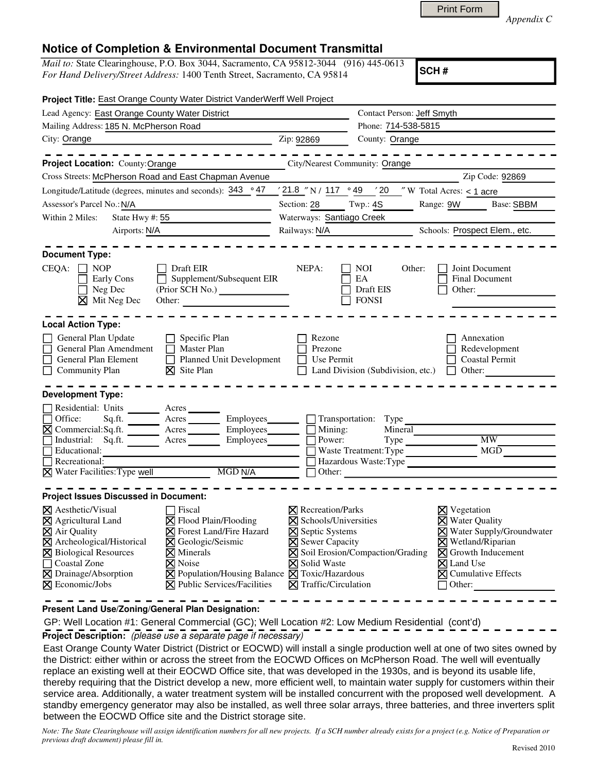Print Form

*Appendix C*

# Notice of Completion & Environmental Document Transmittal

*Mail to:* State Clearinghouse, P.O. Box 3044, Sacramento, CA 95812-3044 (916) 445-0613
*For Hand Delivery/Street Address:* 1400 Tenth Street, Sacramento, CA 95814

**SCH #**

**Project Title:** East Orange County Water District VanderWerff Well Project

Lead Agency: East Orange County Water District — Contact Person: Jeff Smyth
Mailing Address: 185 N. McPherson Road — Phone: 714-538-5815
City: Orange — Zip: 92869 — County: Orange

---

**Project Location:** County: Orange — City/Nearest Community: Orange
Cross Streets: McPherson Road and East Chapman Avenue — Zip Code: 92869
Longitude/Latitude (degrees, minutes and seconds): 343 ° 47 ′ 21.8 ″ N / 117 ° 49 ′ 20 ″ W Total Acres: < 1 acre
Assessor's Parcel No.: N/A — Section: 28 — Twp.: 4S — Range: 9W — Base: SBBM
Within 2 Miles: State Hwy #: 55 — Waterways: Santiago Creek
Airports: N/A — Railways: N/A — Schools: Prospect Elem., etc.

---

**Document Type:**

CEQA:
- ☐ NOP
- ☐ Early Cons
- ☐ Neg Dec
- ☒ Mit Neg Dec
- ☐ Draft EIR
- ☐ Supplement/Subsequent EIR (Prior SCH No.) ______
- Other: ______

NEPA:
- ☐ NOI
- ☐ EA
- ☐ Draft EIS
- ☐ FONSI

Other:
- ☐ Joint Document
- ☐ Final Document
- ☐ Other: ______

---

**Local Action Type:**

- ☐ General Plan Update
- ☐ General Plan Amendment
- ☐ General Plan Element
- ☐ Community Plan
- ☐ Specific Plan
- ☐ Master Plan
- ☐ Planned Unit Development
- ☒ Site Plan
- ☐ Rezone
- ☐ Prezone
- ☐ Use Permit
- ☐ Land Division (Subdivision, etc.)
- ☐ Annexation
- ☐ Redevelopment
- ☐ Coastal Permit
- ☐ Other: ______

---

**Development Type:**

- ☐ Residential: Units ______ Acres ______
- ☐ Office: Sq.ft. ______ Acres ______ Employees ______
- ☒ Commercial: Sq.ft. ______ Acres ______ Employees ______
- ☐ Industrial: Sq.ft. ______ Acres ______ Employees ______
- ☐ Educational: ______
- ☐ Recreational: ______
- ☒ Water Facilities: Type well MGD N/A
- ☐ Transportation: Type ______
- ☐ Mining: Mineral ______
- ☐ Power: Type ______ MW
- ☐ Waste Treatment: Type ______ MGD
- ☐ Hazardous Waste: Type ______
- ☐ Other: ______

---

**Project Issues Discussed in Document:**

- ☒ Aesthetic/Visual
- ☒ Agricultural Land
- ☒ Air Quality
- ☒ Archeological/Historical
- ☒ Biological Resources
- ☐ Coastal Zone
- ☒ Drainage/Absorption
- ☒ Economic/Jobs
- ☐ Fiscal
- ☒ Flood Plain/Flooding
- ☒ Forest Land/Fire Hazard
- ☒ Geologic/Seismic
- ☒ Minerals
- ☒ Noise
- ☒ Population/Housing Balance
- ☒ Public Services/Facilities
- ☒ Recreation/Parks
- ☒ Schools/Universities
- ☒ Septic Systems
- ☒ Sewer Capacity
- ☒ Soil Erosion/Compaction/Grading
- ☒ Solid Waste
- ☒ Toxic/Hazardous
- ☒ Traffic/Circulation
- ☒ Vegetation
- ☒ Water Quality
- ☒ Water Supply/Groundwater
- ☒ Wetland/Riparian
- ☒ Growth Inducement
- ☒ Land Use
- ☒ Cumulative Effects
- ☐ Other: ______

---

**Present Land Use/Zoning/General Plan Designation:**

GP: Well Location #1: General Commercial (GC); Well Location #2: Low Medium Residential (cont'd)

**Project Description:** *(please use a separate page if necessary)*

East Orange County Water District (District or EOCWD) will install a single production well at one of two sites owned by the District: either within or across the street from the EOCWD Offices on McPherson Road. The well will eventually replace an existing well at their EOCWD Office site, that was developed in the 1930s, and is beyond its usable life, thereby requiring that the District develop a new, more efficient well, to maintain water supply for customers within their service area. Additionally, a water treatment system will be installed concurrent with the proposed well development. A standby emergency generator may also be installed, as well three solar arrays, three batteries, and three inverters split between the EOCWD Office site and the District storage site.

*Note: The State Clearinghouse will assign identification numbers for all new projects. If a SCH number already exists for a project (e.g. Notice of Preparation or previous draft document) please fill in.*

Revised 2010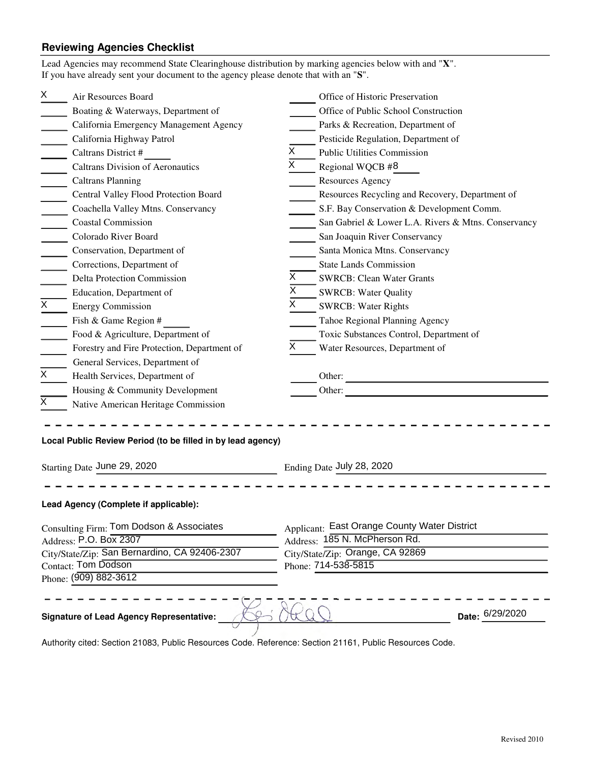## Reviewing Agencies Checklist

Lead Agencies may recommend State Clearinghouse distribution by marking agencies below with and "**X**".
If you have already sent your document to the agency please denote that with an "**S**".

| | | | |
|---|---|---|---|
| X | Air Resources Board | | Office of Historic Preservation |
| | Boating & Waterways, Department of | | Office of Public School Construction |
| | California Emergency Management Agency | | Parks & Recreation, Department of |
| | California Highway Patrol | | Pesticide Regulation, Department of |
| | Caltrans District # ____ | X | Public Utilities Commission |
| | Caltrans Division of Aeronautics | X | Regional WQCB # 8 |
| | Caltrans Planning | | Resources Agency |
| | Central Valley Flood Protection Board | | Resources Recycling and Recovery, Department of |
| | Coachella Valley Mtns. Conservancy | | S.F. Bay Conservation & Development Comm. |
| | Coastal Commission | | San Gabriel & Lower L.A. Rivers & Mtns. Conservancy |
| | Colorado River Board | | San Joaquin River Conservancy |
| | Conservation, Department of | | Santa Monica Mtns. Conservancy |
| | Corrections, Department of | | State Lands Commission |
| | Delta Protection Commission | X | SWRCB: Clean Water Grants |
| | Education, Department of | X | SWRCB: Water Quality |
| X | Energy Commission | X | SWRCB: Water Rights |
| | Fish & Game Region # ____ | | Tahoe Regional Planning Agency |
| | Food & Agriculture, Department of | | Toxic Substances Control, Department of |
| | Forestry and Fire Protection, Department of | X | Water Resources, Department of |
| | General Services, Department of | | |
| X | Health Services, Department of | | Other: |
| | Housing & Community Development | | Other: |
| X | Native American Heritage Commission | | |

---

**Local Public Review Period (to be filled in by lead agency)**

Starting Date June 29, 2020 Ending Date July 28, 2020

---

**Lead Agency (Complete if applicable):**

Consulting Firm: Tom Dodson & Associates
Address: P.O. Box 2307
City/State/Zip: San Bernardino, CA 92406-2307
Contact: Tom Dodson
Phone: (909) 882-3612

Applicant: East Orange County Water District
Address: 185 N. McPherson Rd.
City/State/Zip: Orange, CA 92869
Phone: 714-538-5815

---

**Signature of Lead Agency Representative:** [signature] **Date:** 6/29/2020

Authority cited: Section 21083, Public Resources Code. Reference: Section 21161, Public Resources Code.

Revised 2010